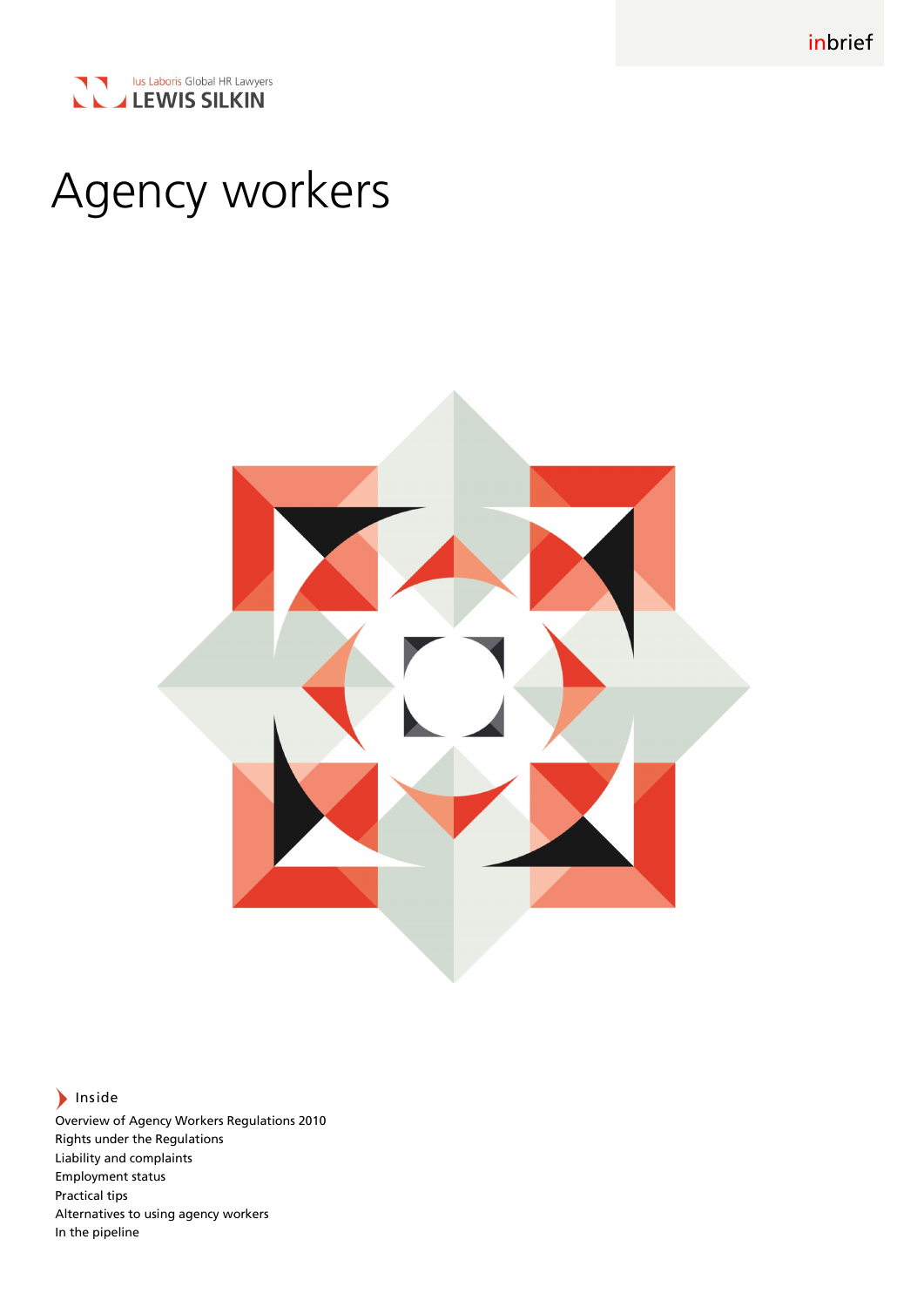inbrief

Ius Laboris Global HR Lawyers
LEWIS SILKIN

# Agency workers

## Inside

Overview of Agency Workers Regulations 2010
Rights under the Regulations
Liability and complaints
Employment status
Practical tips
Alternatives to using agency workers
In the pipeline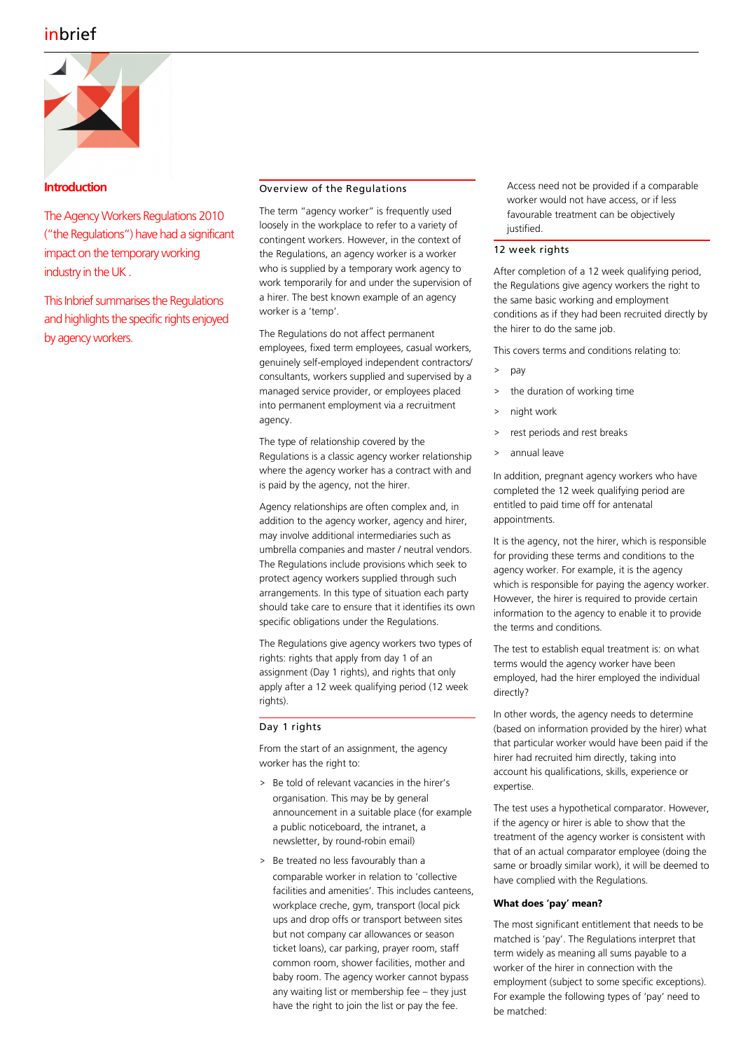## Introduction

The Agency Workers Regulations 2010 ("the Regulations") have had a significant impact on the temporary working industry in the UK .

This Inbrief summarises the Regulations and highlights the specific rights enjoyed by agency workers.

## Overview of the Regulations

The term "agency worker" is frequently used loosely in the workplace to refer to a variety of contingent workers. However, in the context of the Regulations, an agency worker is a worker who is supplied by a temporary work agency to work temporarily for and under the supervision of a hirer. The best known example of an agency worker is a 'temp'.

The Regulations do not affect permanent employees, fixed term employees, casual workers, genuinely self-employed independent contractors/ consultants, workers supplied and supervised by a managed service provider, or employees placed into permanent employment via a recruitment agency.

The type of relationship covered by the Regulations is a classic agency worker relationship where the agency worker has a contract with and is paid by the agency, not the hirer.

Agency relationships are often complex and, in addition to the agency worker, agency and hirer, may involve additional intermediaries such as umbrella companies and master / neutral vendors. The Regulations include provisions which seek to protect agency workers supplied through such arrangements. In this type of situation each party should take care to ensure that it identifies its own specific obligations under the Regulations.

The Regulations give agency workers two types of rights: rights that apply from day 1 of an assignment (Day 1 rights), and rights that only apply after a 12 week qualifying period (12 week rights).

## Day 1 rights

From the start of an assignment, the agency worker has the right to:

- Be told of relevant vacancies in the hirer's organisation. This may be by general announcement in a suitable place (for example a public noticeboard, the intranet, a newsletter, by round-robin email)
- Be treated no less favourably than a comparable worker in relation to 'collective facilities and amenities'. This includes canteens, workplace creche, gym, transport (local pick ups and drop offs or transport between sites but not company car allowances or season ticket loans), car parking, prayer room, staff common room, shower facilities, mother and baby room. The agency worker cannot bypass any waiting list or membership fee – they just have the right to join the list or pay the fee.

  Access need not be provided if a comparable worker would not have access, or if less favourable treatment can be objectively justified.

## 12 week rights

After completion of a 12 week qualifying period, the Regulations give agency workers the right to the same basic working and employment conditions as if they had been recruited directly by the hirer to do the same job.

This covers terms and conditions relating to:

- pay
- the duration of working time
- night work
- rest periods and rest breaks
- annual leave

In addition, pregnant agency workers who have completed the 12 week qualifying period are entitled to paid time off for antenatal appointments.

It is the agency, not the hirer, which is responsible for providing these terms and conditions to the agency worker. For example, it is the agency which is responsible for paying the agency worker. However, the hirer is required to provide certain information to the agency to enable it to provide the terms and conditions.

The test to establish equal treatment is: on what terms would the agency worker have been employed, had the hirer employed the individual directly?

In other words, the agency needs to determine (based on information provided by the hirer) what that particular worker would have been paid if the hirer had recruited him directly, taking into account his qualifications, skills, experience or expertise.

The test uses a hypothetical comparator. However, if the agency or hirer is able to show that the treatment of the agency worker is consistent with that of an actual comparator employee (doing the same or broadly similar work), it will be deemed to have complied with the Regulations.

**What does 'pay' mean?**

The most significant entitlement that needs to be matched is 'pay'. The Regulations interpret that term widely as meaning all sums payable to a worker of the hirer in connection with the employment (subject to some specific exceptions). For example the following types of 'pay' need to be matched: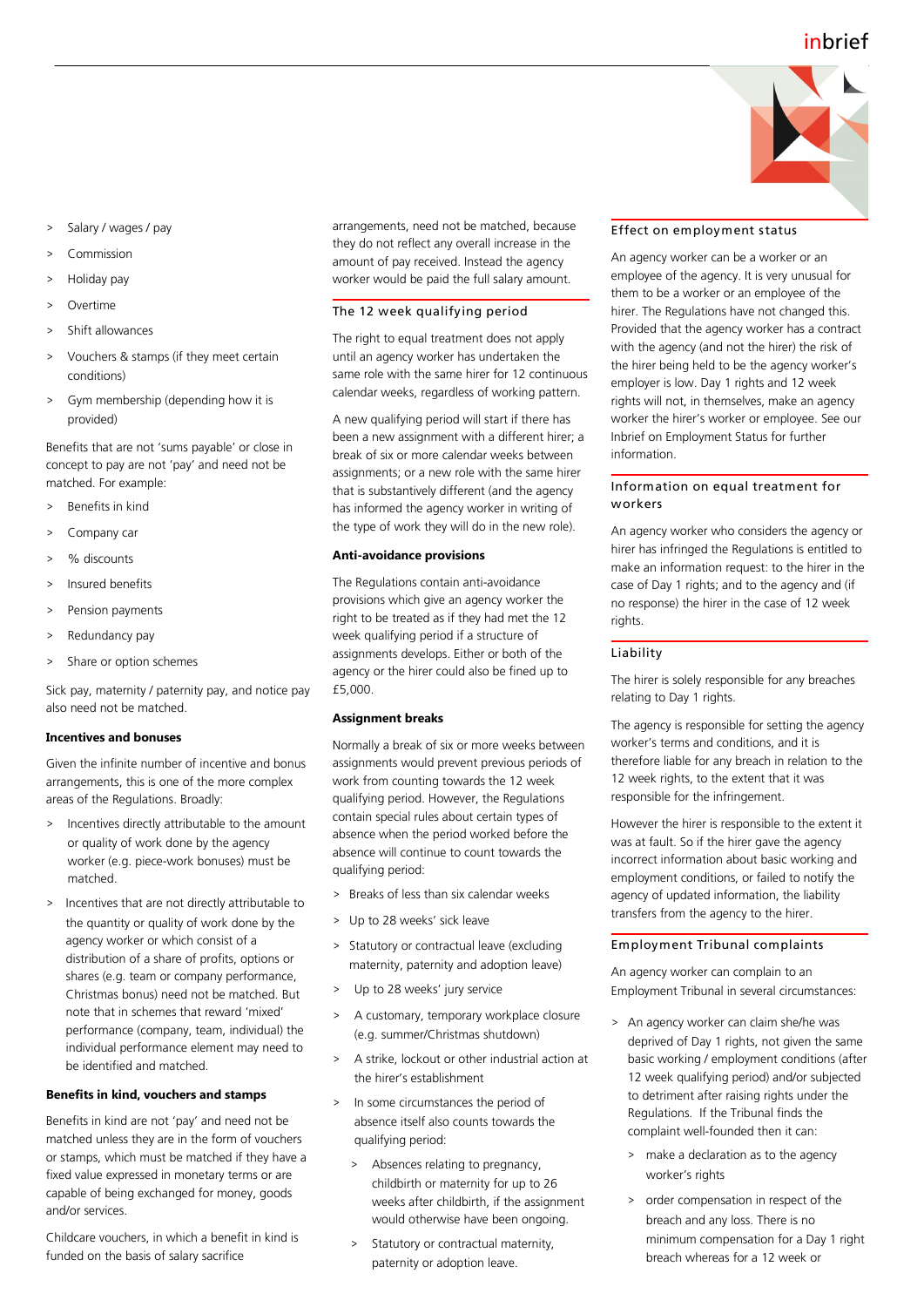- Salary / wages / pay
- Commission
- Holiday pay
- Overtime
- Shift allowances
- Vouchers & stamps (if they meet certain conditions)
- Gym membership (depending how it is provided)

Benefits that are not 'sums payable' or close in concept to pay are not 'pay' and need not be matched. For example:

- Benefits in kind
- Company car
- % discounts
- Insured benefits
- Pension payments
- Redundancy pay
- Share or option schemes

Sick pay, maternity / paternity pay, and notice pay also need not be matched.

**Incentives and bonuses**

Given the infinite number of incentive and bonus arrangements, this is one of the more complex areas of the Regulations. Broadly:

- Incentives directly attributable to the amount or quality of work done by the agency worker (e.g. piece-work bonuses) must be matched.
- Incentives that are not directly attributable to the quantity or quality of work done by the agency worker or which consist of a distribution of a share of profits, options or shares (e.g. team or company performance, Christmas bonus) need not be matched. But note that in schemes that reward 'mixed' performance (company, team, individual) the individual performance element may need to be identified and matched.

**Benefits in kind, vouchers and stamps**

Benefits in kind are not 'pay' and need not be matched unless they are in the form of vouchers or stamps, which must be matched if they have a fixed value expressed in monetary terms or are capable of being exchanged for money, goods and/or services.

Childcare vouchers, in which a benefit in kind is funded on the basis of salary sacrifice arrangements, need not be matched, because they do not reflect any overall increase in the amount of pay received. Instead the agency worker would be paid the full salary amount.

## The 12 week qualifying period

The right to equal treatment does not apply until an agency worker has undertaken the same role with the same hirer for 12 continuous calendar weeks, regardless of working pattern.

A new qualifying period will start if there has been a new assignment with a different hirer; a break of six or more calendar weeks between assignments; or a new role with the same hirer that is substantively different (and the agency has informed the agency worker in writing of the type of work they will do in the new role).

**Anti-avoidance provisions**

The Regulations contain anti-avoidance provisions which give an agency worker the right to be treated as if they had met the 12 week qualifying period if a structure of assignments develops. Either or both of the agency or the hirer could also be fined up to £5,000.

**Assignment breaks**

Normally a break of six or more weeks between assignments would prevent previous periods of work from counting towards the 12 week qualifying period. However, the Regulations contain special rules about certain types of absence when the period worked before the absence will continue to count towards the qualifying period:

- Breaks of less than six calendar weeks
- Up to 28 weeks' sick leave
- Statutory or contractual leave (excluding maternity, paternity and adoption leave)
- Up to 28 weeks' jury service
- A customary, temporary workplace closure (e.g. summer/Christmas shutdown)
- A strike, lockout or other industrial action at the hirer's establishment
- In some circumstances the period of absence itself also counts towards the qualifying period:
  - Absences relating to pregnancy, childbirth or maternity for up to 26 weeks after childbirth, if the assignment would otherwise have been ongoing.
  - Statutory or contractual maternity, paternity or adoption leave.

## Effect on employment status

An agency worker can be a worker or an employee of the agency. It is very unusual for them to be a worker or an employee of the hirer. The Regulations have not changed this. Provided that the agency worker has a contract with the agency (and not the hirer) the risk of the hirer being held to be the agency worker's employer is low. Day 1 rights and 12 week rights will not, in themselves, make an agency worker the hirer's worker or employee. See our Inbrief on Employment Status for further information.

## Information on equal treatment for workers

An agency worker who considers the agency or hirer has infringed the Regulations is entitled to make an information request: to the hirer in the case of Day 1 rights; and to the agency and (if no response) the hirer in the case of 12 week rights.

## Liability

The hirer is solely responsible for any breaches relating to Day 1 rights.

The agency is responsible for setting the agency worker's terms and conditions, and it is therefore liable for any breach in relation to the 12 week rights, to the extent that it was responsible for the infringement.

However the hirer is responsible to the extent it was at fault. So if the hirer gave the agency incorrect information about basic working and employment conditions, or failed to notify the agency of updated information, the liability transfers from the agency to the hirer.

## Employment Tribunal complaints

An agency worker can complain to an Employment Tribunal in several circumstances:

- An agency worker can claim she/he was deprived of Day 1 rights, not given the same basic working / employment conditions (after 12 week qualifying period) and/or subjected to detriment after raising rights under the Regulations. If the Tribunal finds the complaint well-founded then it can:
  - make a declaration as to the agency worker's rights
  - order compensation in respect of the breach and any loss. There is no minimum compensation for a Day 1 right breach whereas for a 12 week or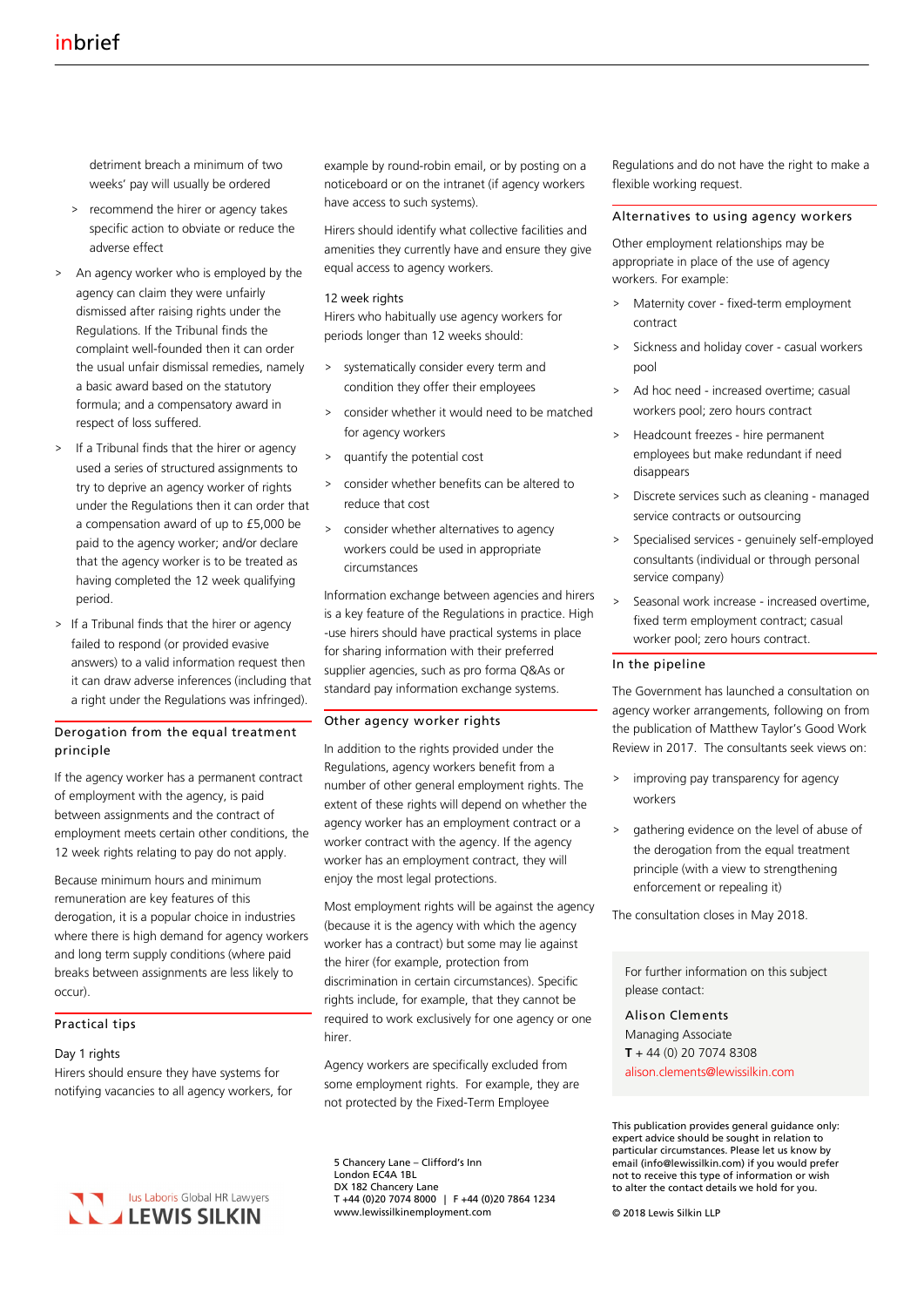detriment breach a minimum of two weeks' pay will usually be ordered

> recommend the hirer or agency takes specific action to obviate or reduce the adverse effect

- An agency worker who is employed by the agency can claim they were unfairly dismissed after raising rights under the Regulations. If the Tribunal finds the complaint well-founded then it can order the usual unfair dismissal remedies, namely a basic award based on the statutory formula; and a compensatory award in respect of loss suffered.
- If a Tribunal finds that the hirer or agency used a series of structured assignments to try to deprive an agency worker of rights under the Regulations then it can order that a compensation award of up to £5,000 be paid to the agency worker; and/or declare that the agency worker is to be treated as having completed the 12 week qualifying period.
- If a Tribunal finds that the hirer or agency failed to respond (or provided evasive answers) to a valid information request then it can draw adverse inferences (including that a right under the Regulations was infringed).

## Derogation from the equal treatment principle

If the agency worker has a permanent contract of employment with the agency, is paid between assignments and the contract of employment meets certain other conditions, the 12 week rights relating to pay do not apply.

Because minimum hours and minimum remuneration are key features of this derogation, it is a popular choice in industries where there is high demand for agency workers and long term supply conditions (where paid breaks between assignments are less likely to occur).

## Practical tips

Day 1 rights

Hirers should ensure they have systems for notifying vacancies to all agency workers, for example by round-robin email, or by posting on a noticeboard or on the intranet (if agency workers have access to such systems).

Hirers should identify what collective facilities and amenities they currently have and ensure they give equal access to agency workers.

12 week rights

Hirers who habitually use agency workers for periods longer than 12 weeks should:

- systematically consider every term and condition they offer their employees
- consider whether it would need to be matched for agency workers
- quantify the potential cost
- consider whether benefits can be altered to reduce that cost
- consider whether alternatives to agency workers could be used in appropriate circumstances

Information exchange between agencies and hirers is a key feature of the Regulations in practice. High -use hirers should have practical systems in place for sharing information with their preferred supplier agencies, such as pro forma Q&As or standard pay information exchange systems.

## Other agency worker rights

In addition to the rights provided under the Regulations, agency workers benefit from a number of other general employment rights. The extent of these rights will depend on whether the agency worker has an employment contract or a worker contract with the agency. If the agency worker has an employment contract, they will enjoy the most legal protections.

Most employment rights will be against the agency (because it is the agency with which the agency worker has a contract) but some may lie against the hirer (for example, protection from discrimination in certain circumstances). Specific rights include, for example, that they cannot be required to work exclusively for one agency or one hirer.

Agency workers are specifically excluded from some employment rights. For example, they are not protected by the Fixed-Term Employee Regulations and do not have the right to make a flexible working request.

## Alternatives to using agency workers

Other employment relationships may be appropriate in place of the use of agency workers. For example:

- Maternity cover - fixed-term employment contract
- Sickness and holiday cover - casual workers pool
- Ad hoc need - increased overtime; casual workers pool; zero hours contract
- Headcount freezes - hire permanent employees but make redundant if need disappears
- Discrete services such as cleaning - managed service contracts or outsourcing
- Specialised services - genuinely self-employed consultants (individual or through personal service company)
- Seasonal work increase - increased overtime, fixed term employment contract; casual worker pool; zero hours contract.

## In the pipeline

The Government has launched a consultation on agency worker arrangements, following on from the publication of Matthew Taylor's Good Work Review in 2017. The consultants seek views on:

- improving pay transparency for agency workers
- gathering evidence on the level of abuse of the derogation from the equal treatment principle (with a view to strengthening enforcement or repealing it)

The consultation closes in May 2018.

For further information on this subject please contact:

**Alison Clements**
Managing Associate
**T** + 44 (0) 20 7074 8308
alison.clements@lewissilkin.com

5 Chancery Lane – Clifford's Inn
London EC4A 1BL
DX 182 Chancery Lane
T +44 (0)20 7074 8000 | F +44 (0)20 7864 1234
www.lewissilkinemployment.com

Ius Laboris Global HR Lawyers
LEWIS SILKIN

This publication provides general guidance only: expert advice should be sought in relation to particular circumstances. Please let us know by email (info@lewissilkin.com) if you would prefer not to receive this type of information or wish to alter the contact details we hold for you.

© 2018 Lewis Silkin LLP